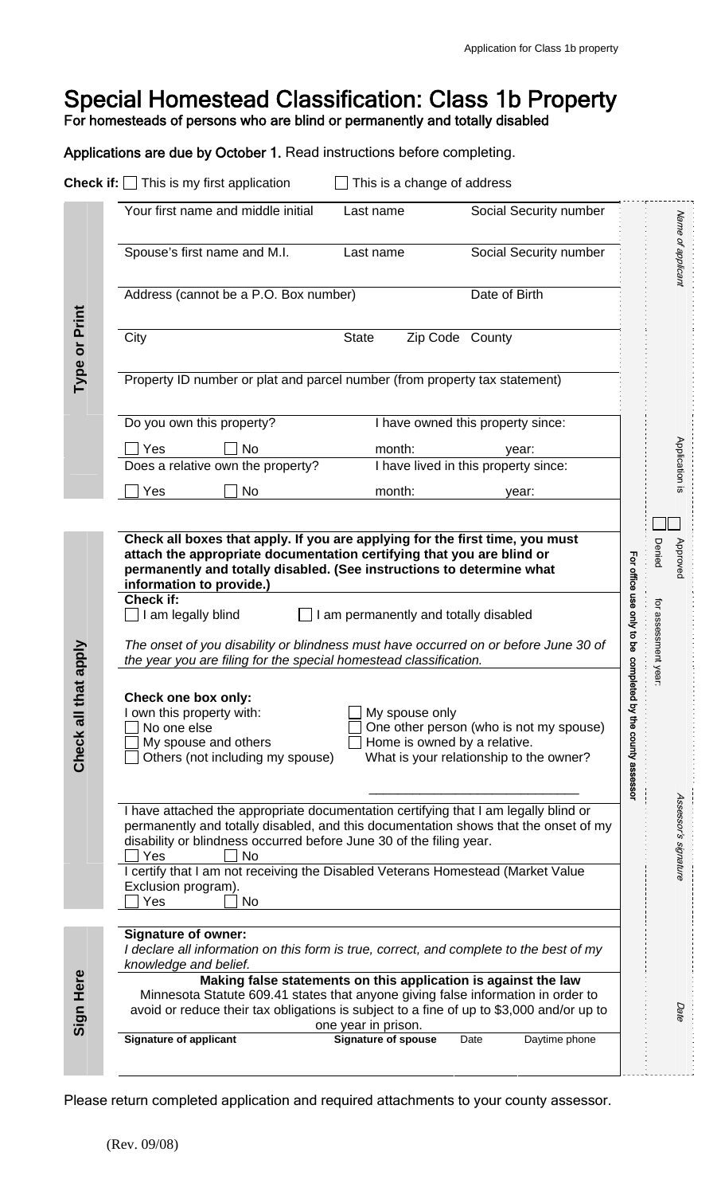# Special Homestead Classification: Class 1b Property

For homesteads of persons who are blind or permanently and totally disabled

**Applications are due by October 1.** Read instructions before completing.

**Check if:** ☐ This is my first application ☐ This is a change of address

## Type or Print

| Your first name and middle initial | Last name | Social Security number |
|---|---|---|
| | | |

| Spouse's first name and M.I. | Last name | Social Security number |
|---|---|---|
| | | |

| Address (cannot be a P.O. Box number) | Date of Birth |
|---|---|
| | |

| City | State | Zip Code | County |
|---|---|---|---|
| | | | |

Property ID number or plat and parcel number (from property tax statement)

| Do you own this property? | I have owned this property since: |
|---|---|
| ☐ Yes ☐ No | month: year: |
| **Does a relative own the property?** | **I have lived in this property since:** |
| ☐ Yes ☐ No | month: year: |

## Check all that apply

**Check all boxes that apply. If you are applying for the first time, you must attach the appropriate documentation certifying that you are blind or permanently and totally disabled. (See instructions to determine what information to provide.)**

**Check if:**

☐ I am legally blind ☐ I am permanently and totally disabled

*The onset of you disability or blindness must have occurred on or before June 30 of the year you are filing for the special homestead classification.*

**Check one box only:**

I own this property with:

- ☐ No one else
- ☐ My spouse and others
- ☐ Others (not including my spouse)
- ☐ My spouse only
- ☐ One other person (who is not my spouse)
- ☐ Home is owned by a relative. What is your relationship to the owner?

\_\_\_\_\_\_\_\_\_\_\_\_\_\_\_\_\_\_\_\_\_\_\_\_\_\_\_\_

I have attached the appropriate documentation certifying that I am legally blind or permanently and totally disabled, and this documentation shows that the onset of my disability or blindness occurred before June 30 of the filing year.

☐ Yes ☐ No

I certify that I am not receiving the Disabled Veterans Homestead (Market Value Exclusion program).

☐ Yes ☐ No

## Sign Here

**Signature of owner:**

*I declare all information on this form is true, correct, and complete to the best of my knowledge and belief.*

**Making false statements on this application is against the law**

Minnesota Statute 609.41 states that anyone giving false information in order to avoid or reduce their tax obligations is subject to a fine of up to $3,000 and/or up to one year in prison.

| Signature of applicant | Signature of spouse | Date | Daytime phone |
|---|---|---|---|
| | | | |

**For office use only to be completed by the county assessor**

*Name of applicant*

Application is ☐ Approved ☐ Denied for assessment year:

*Assessor's signature*

*Date*

Please return completed application and required attachments to your county assessor.

(Rev. 09/08)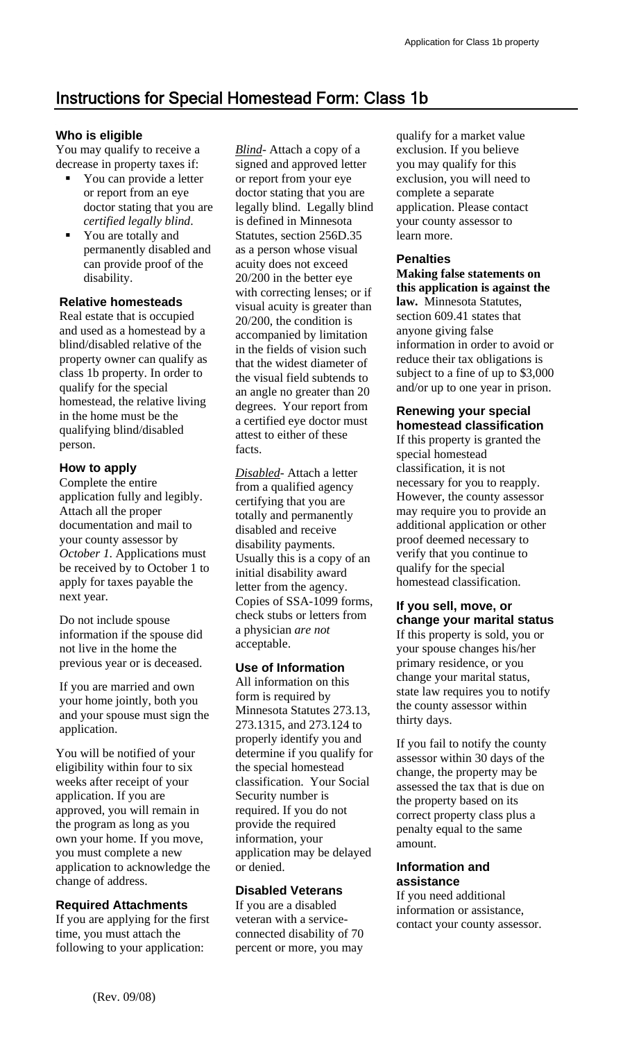# Instructions for Special Homestead Form: Class 1b

### Who is eligible

You may qualify to receive a decrease in property taxes if:

- You can provide a letter or report from an eye doctor stating that you are *certified legally blind*.
- You are totally and permanently disabled and can provide proof of the disability.

### Relative homesteads

Real estate that is occupied and used as a homestead by a blind/disabled relative of the property owner can qualify as class 1b property. In order to qualify for the special homestead, the relative living in the home must be the qualifying blind/disabled person.

### How to apply

Complete the entire application fully and legibly. Attach all the proper documentation and mail to your county assessor by *October 1*. Applications must be received by to October 1 to apply for taxes payable the next year.

Do not include spouse information if the spouse did not live in the home the previous year or is deceased.

If you are married and own your home jointly, both you and your spouse must sign the application.

You will be notified of your eligibility within four to six weeks after receipt of your application. If you are approved, you will remain in the program as long as you own your home. If you move, you must complete a new application to acknowledge the change of address.

### Required Attachments

If you are applying for the first time, you must attach the following to your application:

*Blind*- Attach a copy of a signed and approved letter or report from your eye doctor stating that you are legally blind. Legally blind is defined in Minnesota Statutes, section 256D.35 as a person whose visual acuity does not exceed 20/200 in the better eye with correcting lenses; or if visual acuity is greater than 20/200, the condition is accompanied by limitation in the fields of vision such that the widest diameter of the visual field subtends to an angle no greater than 20 degrees. Your report from a certified eye doctor must attest to either of these facts.

*Disabled*- Attach a letter from a qualified agency certifying that you are totally and permanently disabled and receive disability payments. Usually this is a copy of an initial disability award letter from the agency. Copies of SSA-1099 forms, check stubs or letters from a physician *are not* acceptable.

### Use of Information

All information on this form is required by Minnesota Statutes 273.13, 273.1315, and 273.124 to properly identify you and determine if you qualify for the special homestead classification. Your Social Security number is required. If you do not provide the required information, your application may be delayed or denied.

### Disabled Veterans

If you are a disabled veteran with a service-connected disability of 70 percent or more, you may qualify for a market value exclusion. If you believe you may qualify for this exclusion, you will need to complete a separate application. Please contact your county assessor to learn more.

### Penalties

**Making false statements on this application is against the law.** Minnesota Statutes, section 609.41 states that anyone giving false information in order to avoid or reduce their tax obligations is subject to a fine of up to $3,000 and/or up to one year in prison.

### Renewing your special homestead classification

If this property is granted the special homestead classification, it is not necessary for you to reapply. However, the county assessor may require you to provide an additional application or other proof deemed necessary to verify that you continue to qualify for the special homestead classification.

### If you sell, move, or change your marital status

If this property is sold, you or your spouse changes his/her primary residence, or you change your marital status, state law requires you to notify the county assessor within thirty days.

If you fail to notify the county assessor within 30 days of the change, the property may be assessed the tax that is due on the property based on its correct property class plus a penalty equal to the same amount.

### Information and assistance

If you need additional information or assistance, contact your county assessor.

(Rev. 09/08)